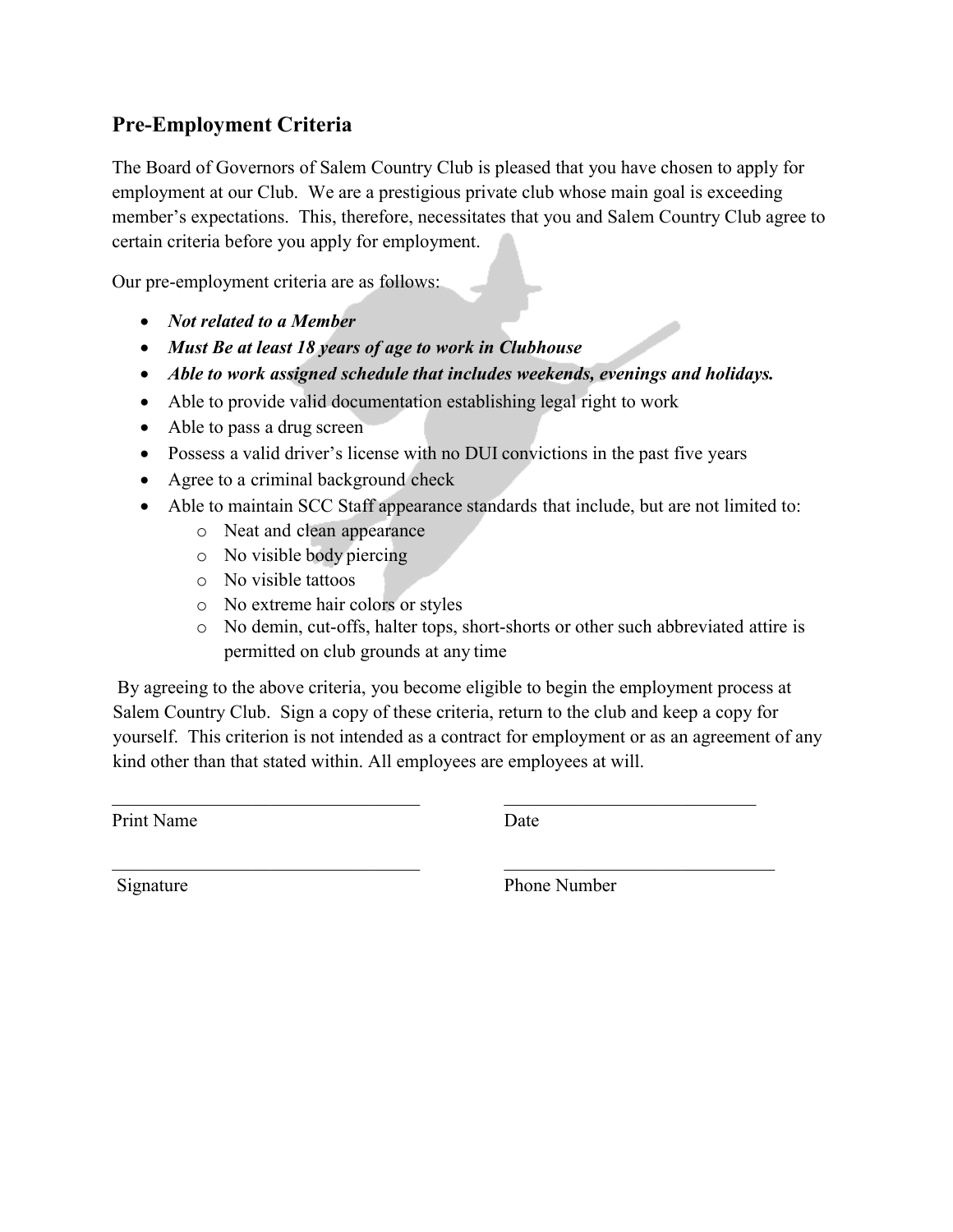## Pre-Employment Criteria

The Board of Governors of Salem Country Club is pleased that you have chosen to apply for employment at our Club. We are a prestigious private club whose main goal is exceeding member's expectations. This, therefore, necessitates that you and Salem Country Club agree to certain criteria before you apply for employment.

Our pre-employment criteria are as follows:

- ***Not related to a Member***
- ***Must Be at least 18 years of age to work in Clubhouse***
- ***Able to work assigned schedule that includes weekends, evenings and holidays.***
- Able to provide valid documentation establishing legal right to work
- Able to pass a drug screen
- Possess a valid driver's license with no DUI convictions in the past five years
- Agree to a criminal background check
- Able to maintain SCC Staff appearance standards that include, but are not limited to:
  - Neat and clean appearance
  - No visible body piercing
  - No visible tattoos
  - No extreme hair colors or styles
  - No demin, cut-offs, halter tops, short-shorts or other such abbreviated attire is permitted on club grounds at any time

By agreeing to the above criteria, you become eligible to begin the employment process at Salem Country Club. Sign a copy of these criteria, return to the club and keep a copy for yourself. This criterion is not intended as a contract for employment or as an agreement of any kind other than that stated within. All employees are employees at will.

\_\_\_\_\_\_\_\_\_\_\_\_\_\_\_\_\_\_\_\_\_\_\_\_\_\_\_\_\_\_\_\_ &nbsp;&nbsp;&nbsp;&nbsp; \_\_\_\_\_\_\_\_\_\_\_\_\_\_\_\_\_\_\_\_\_\_\_\_\_\_\_\_

Print Name &nbsp;&nbsp;&nbsp;&nbsp; Date

\_\_\_\_\_\_\_\_\_\_\_\_\_\_\_\_\_\_\_\_\_\_\_\_\_\_\_\_\_\_\_\_ &nbsp;&nbsp;&nbsp;&nbsp; \_\_\_\_\_\_\_\_\_\_\_\_\_\_\_\_\_\_\_\_\_\_\_\_\_\_\_\_

Signature &nbsp;&nbsp;&nbsp;&nbsp; Phone Number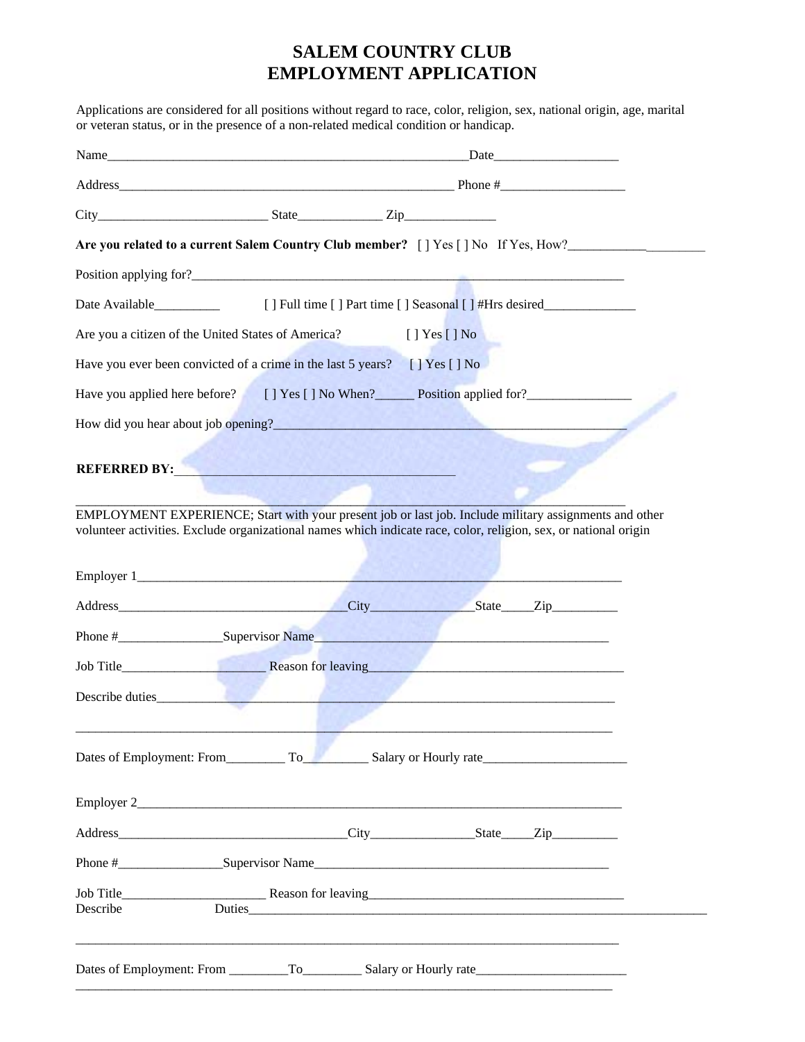# SALEM COUNTRY CLUB
# EMPLOYMENT APPLICATION

Applications are considered for all positions without regard to race, color, religion, sex, national origin, age, marital or veteran status, or in the presence of a non-related medical condition or handicap.

Name_______________________________________________________Date___________________

Address____________________________________________________ Phone #___________________

City__________________________ State_____________ Zip______________

**Are you related to a current Salem Country Club member?** [ ] Yes [ ] No If Yes, How?____________________

Position applying for?_____________________________________________________________________

Date Available__________ [ ] Full time [ ] Part time [ ] Seasonal [ ] #Hrs desired______________

Are you a citizen of the United States of America? [ ] Yes [ ] No

Have you ever been convicted of a crime in the last 5 years? [ ] Yes [ ] No

Have you applied here before? [ ] Yes [ ] No When?______ Position applied for?________________

How did you hear about job opening?______________________________________________________

**REFERRED BY:**___________________________________________

_______________________________________________________________________________________

EMPLOYMENT EXPERIENCE; Start with your present job or last job. Include military assignments and other volunteer activities. Exclude organizational names which indicate race, color, religion, sex, or national origin

Employer 1____________________________________________________________________________

Address___________________________________City________________State_____Zip__________

Phone #________________Supervisor Name______________________________________________

Job Title______________________ Reason for leaving_______________________________________

Describe duties_________________________________________________________________________

_______________________________________________________________________________________

Dates of Employment: From_________ To__________ Salary or Hourly rate______________________

Employer 2____________________________________________________________________________

Address___________________________________City________________State_____Zip__________

Phone #________________Supervisor Name______________________________________________

Job Title______________________ Reason for leaving_______________________________________
Describe Duties_________________________________________________________________________

_______________________________________________________________________________________

Dates of Employment: From _________To_________ Salary or Hourly rate_______________________
_______________________________________________________________________________________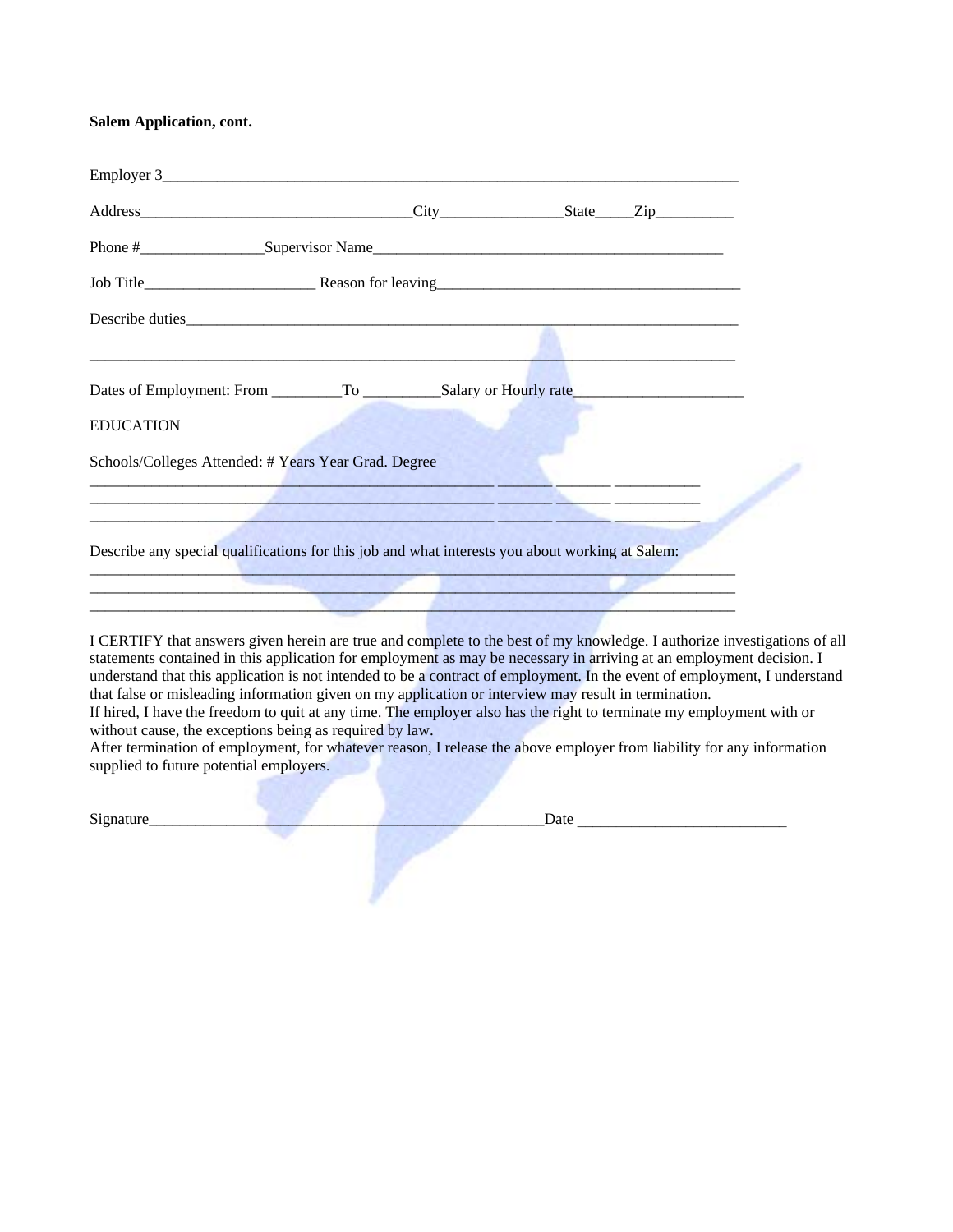**Salem Application, cont.**

Employer 3_____________________________________________________________________________

Address___________________________________City________________State_____Zip__________

Phone #________________Supervisor Name_______________________________________________

Job Title______________________ Reason for leaving_________________________________________

Describe duties__________________________________________________________________________

_______________________________________________________________________________________

Dates of Employment: From _________To __________Salary or Hourly rate______________________

EDUCATION

Schools/Colleges Attended: # Years Year Grad. Degree

_____________________________________________________ _______ _______ ___________
_____________________________________________________ _______ _______ ___________
_____________________________________________________ _______ _______ ___________

Describe any special qualifications for this job and what interests you about working at Salem:

_______________________________________________________________________________________
_______________________________________________________________________________________
_______________________________________________________________________________________

I CERTIFY that answers given herein are true and complete to the best of my knowledge. I authorize investigations of all statements contained in this application for employment as may be necessary in arriving at an employment decision. I understand that this application is not intended to be a contract of employment. In the event of employment, I understand that false or misleading information given on my application or interview may result in termination.

If hired, I have the freedom to quit at any time. The employer also has the right to terminate my employment with or without cause, the exceptions being as required by law.

After termination of employment, for whatever reason, I release the above employer from liability for any information supplied to future potential employers.

Signature_____________________________________________________Date ___________________________